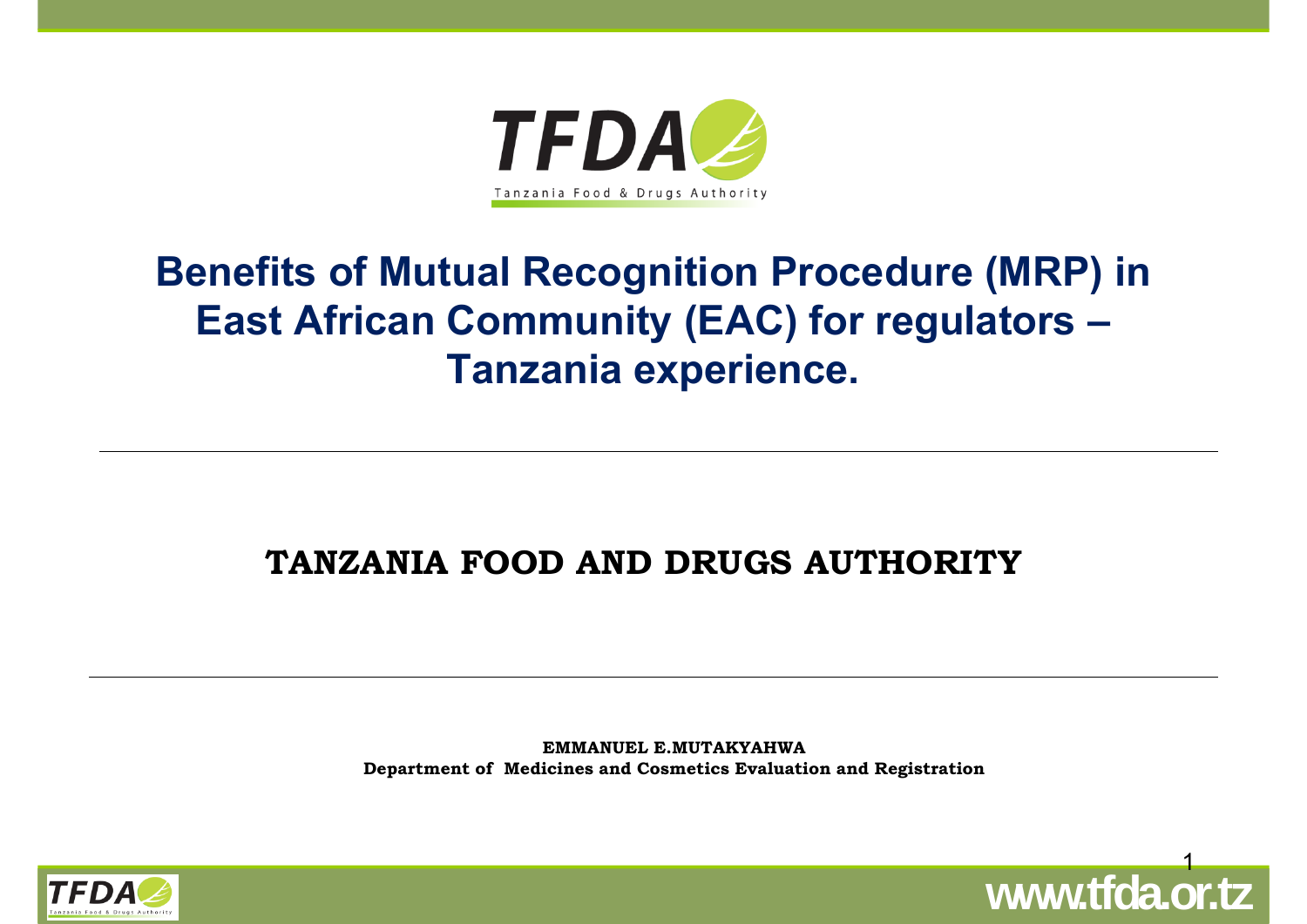# Benefits of Mutual Recognition Procedure (MRP) in East African Community (EAC) for regulators – Tanzania experience.

---

**TANZANIA FOOD AND DRUGS AUTHORITY**

---

**EMMANUEL E.MUTAKYAHWA**
**Department of Medicines and Cosmetics Evaluation and Registration**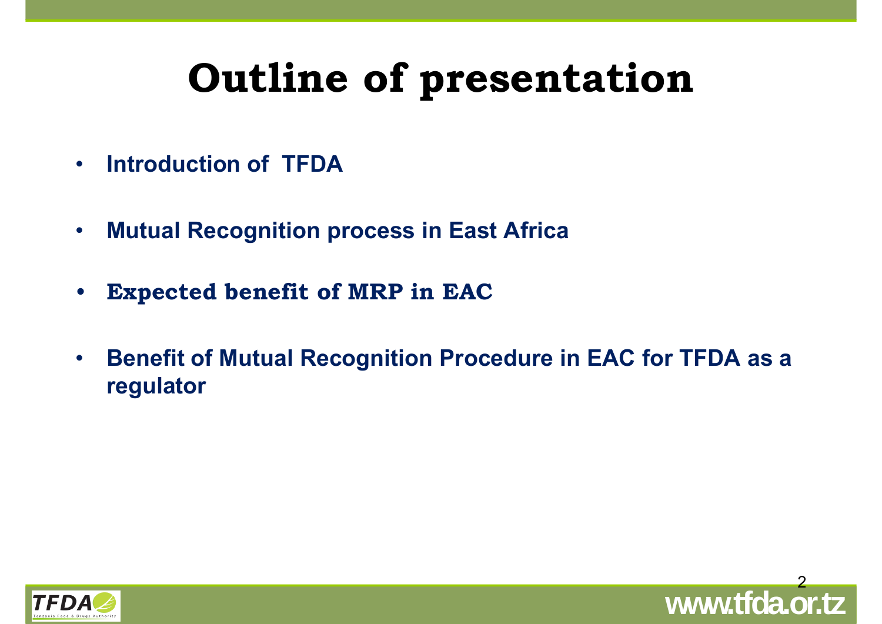# Outline of presentation

- **Introduction of TFDA**
- **Mutual Recognition process in East Africa**
- **Expected benefit of MRP in EAC**
- **Benefit of Mutual Recognition Procedure in EAC for TFDA as a regulator**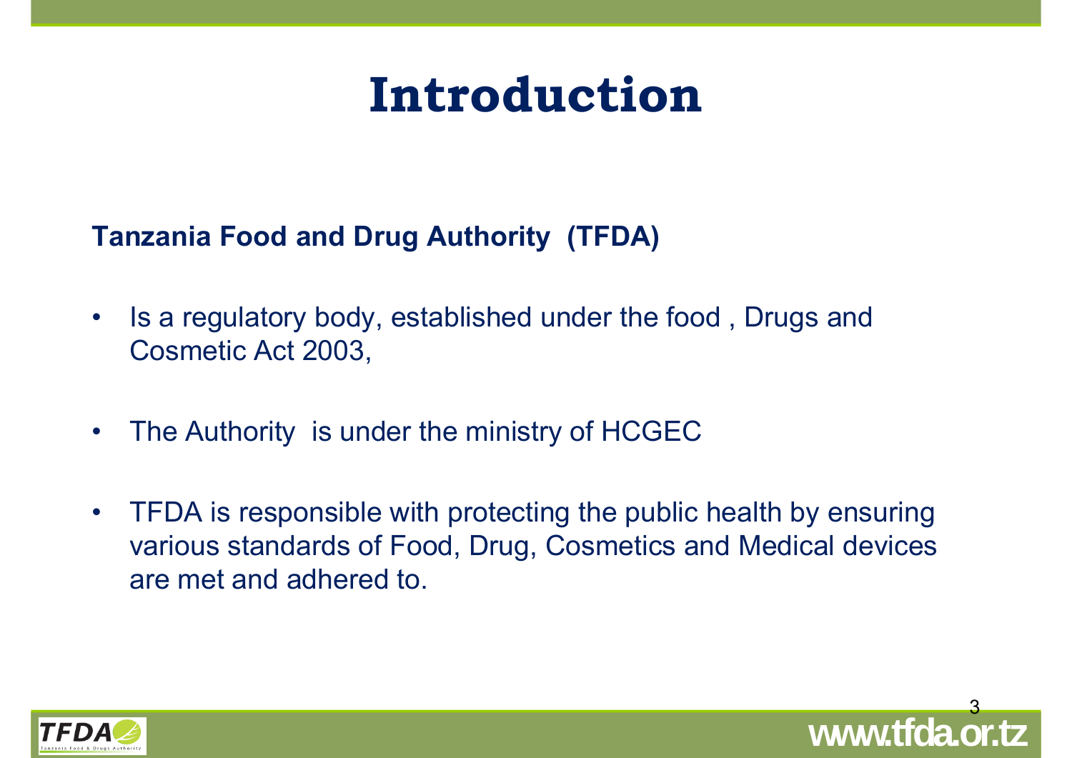# Introduction

**Tanzania Food and Drug Authority (TFDA)**

- Is a regulatory body, established under the food , Drugs and Cosmetic Act 2003,
- The Authority is under the ministry of HCGEC
- TFDA is responsible with protecting the public health by ensuring various standards of Food, Drug, Cosmetics and Medical devices are met and adhered to.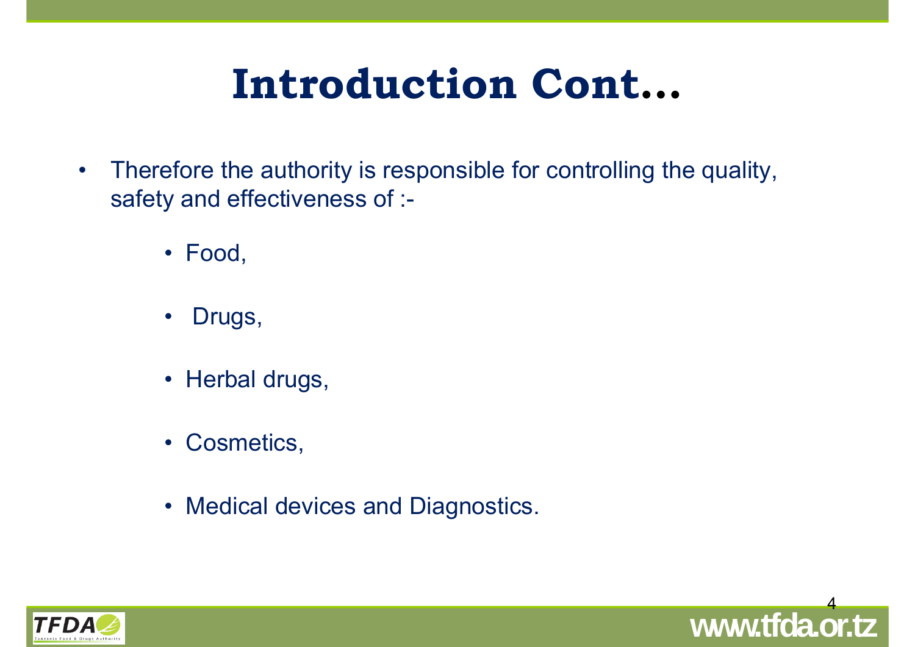# Introduction Cont…

- Therefore the authority is responsible for controlling the quality, safety and effectiveness of :-
  - Food,
  - Drugs,
  - Herbal drugs,
  - Cosmetics,
  - Medical devices and Diagnostics.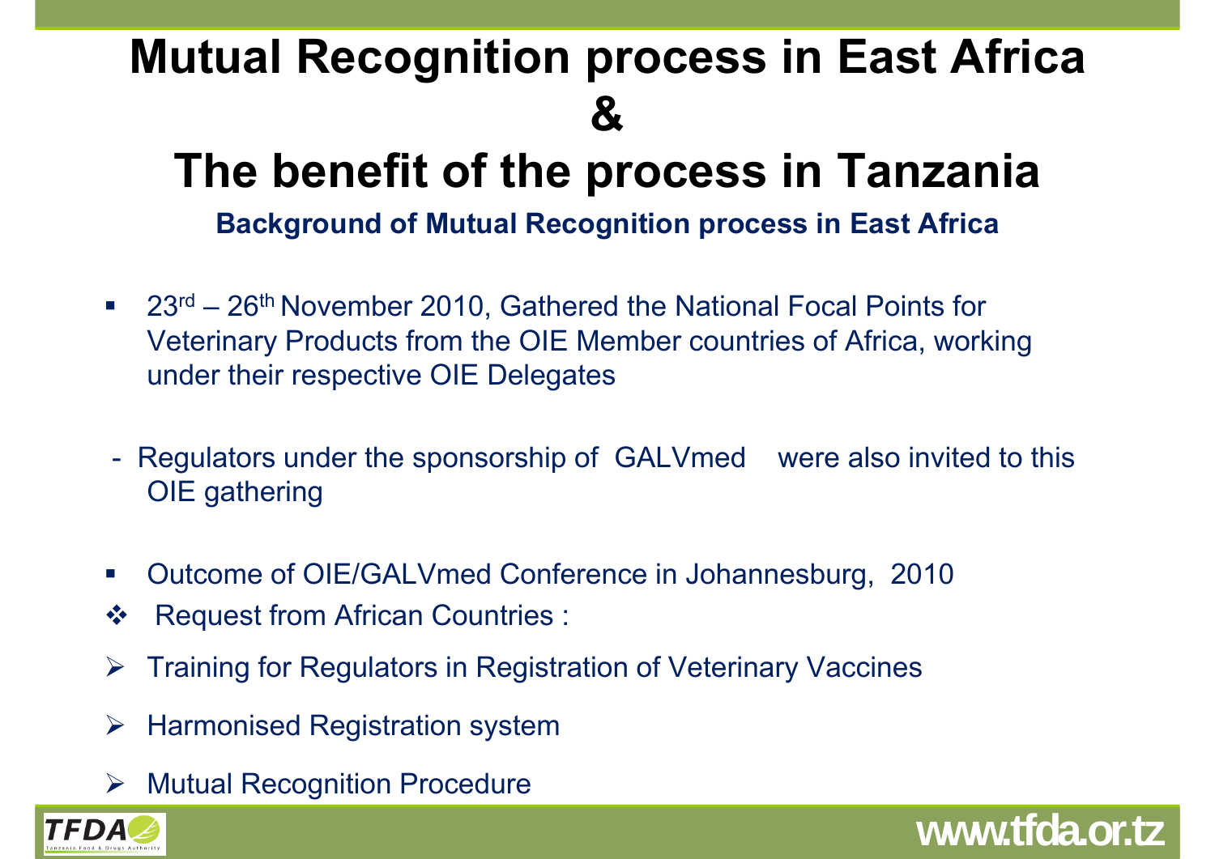# Mutual Recognition process in East Africa & The benefit of the process in Tanzania

## Background of Mutual Recognition process in East Africa

- 23rd – 26th November 2010, Gathered the National Focal Points for Veterinary Products from the OIE Member countries of Africa, working under their respective OIE Delegates

- Regulators under the sponsorship of GALVmed were also invited to this OIE gathering

- Outcome of OIE/GALVmed Conference in Johannesburg, 2010

- Request from African Countries :
  - Training for Regulators in Registration of Veterinary Vaccines
  - Harmonised Registration system
  - Mutual Recognition Procedure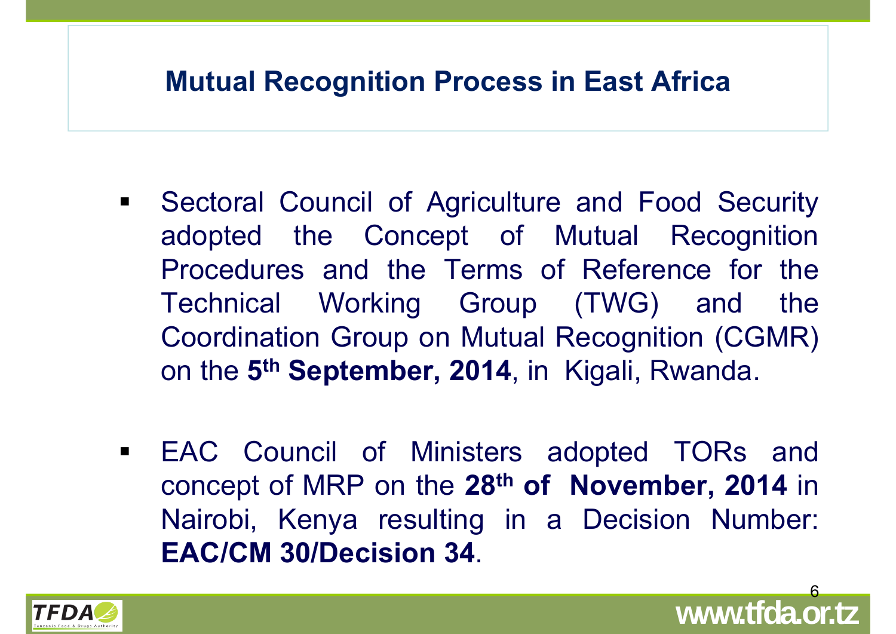# Mutual Recognition Process in East Africa

- Sectoral Council of Agriculture and Food Security adopted the Concept of Mutual Recognition Procedures and the Terms of Reference for the Technical Working Group (TWG) and the Coordination Group on Mutual Recognition (CGMR) on the **5th September, 2014**, in Kigali, Rwanda.

- EAC Council of Ministers adopted TORs and concept of MRP on the **28th of November, 2014** in Nairobi, Kenya resulting in a Decision Number: **EAC/CM 30/Decision 34**.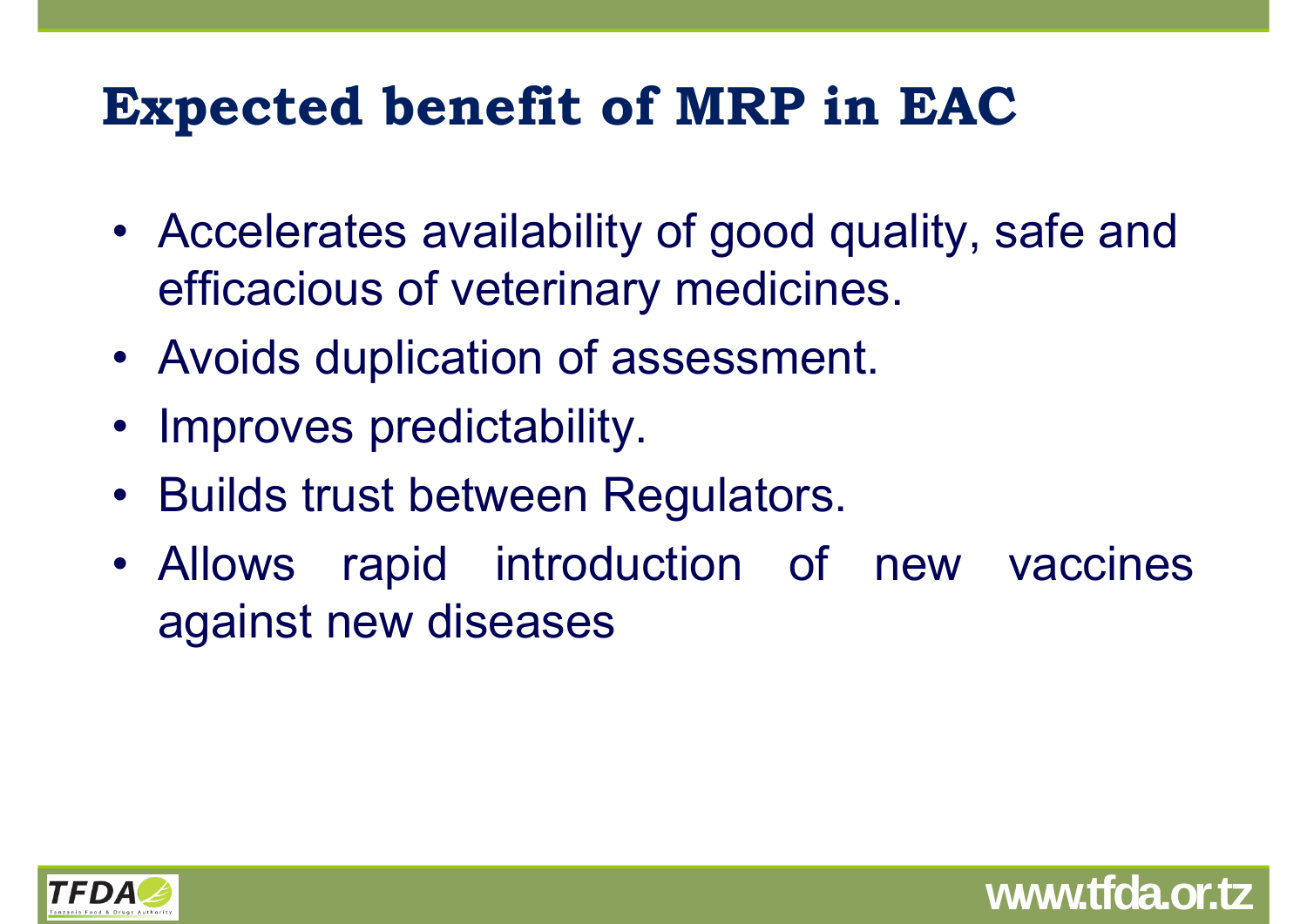# Expected benefit of MRP in EAC

- Accelerates availability of good quality, safe and efficacious of veterinary medicines.
- Avoids duplication of assessment.
- Improves predictability.
- Builds trust between Regulators.
- Allows rapid introduction of new vaccines against new diseases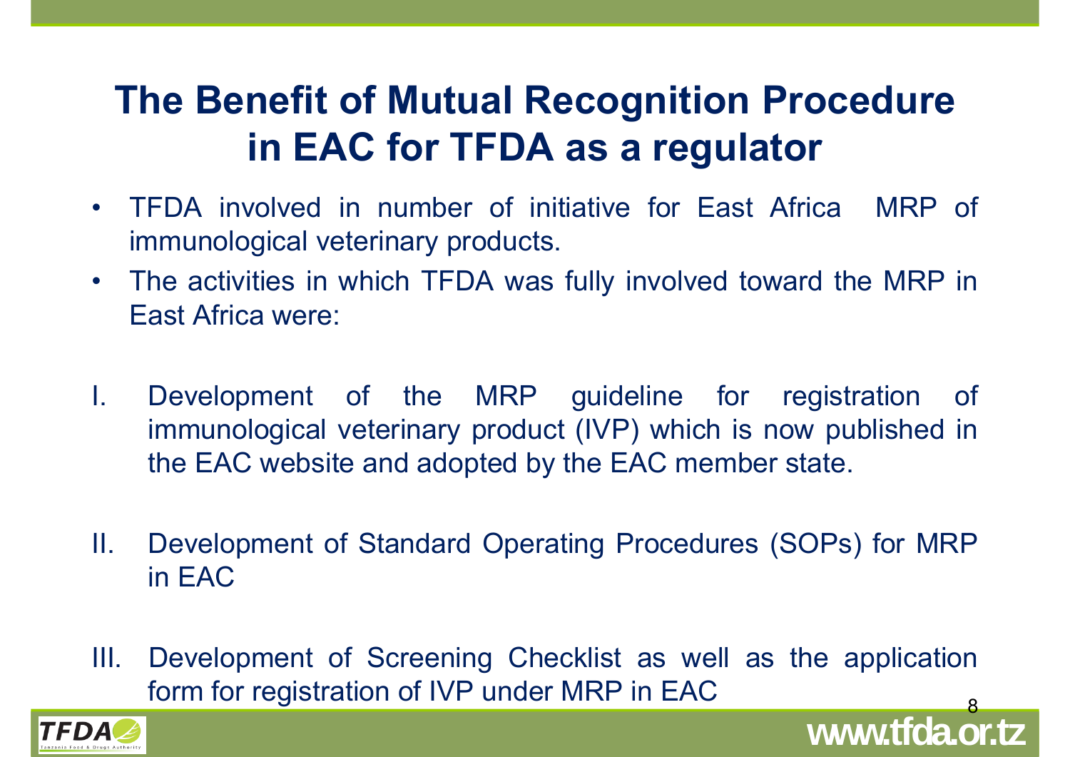# The Benefit of Mutual Recognition Procedure in EAC for TFDA as a regulator

- TFDA involved in number of initiative for East Africa MRP of immunological veterinary products.
- The activities in which TFDA was fully involved toward the MRP in East Africa were:

I. Development of the MRP guideline for registration of immunological veterinary product (IVP) which is now published in the EAC website and adopted by the EAC member state.

II. Development of Standard Operating Procedures (SOPs) for MRP in EAC

III. Development of Screening Checklist as well as the application form for registration of IVP under MRP in EAC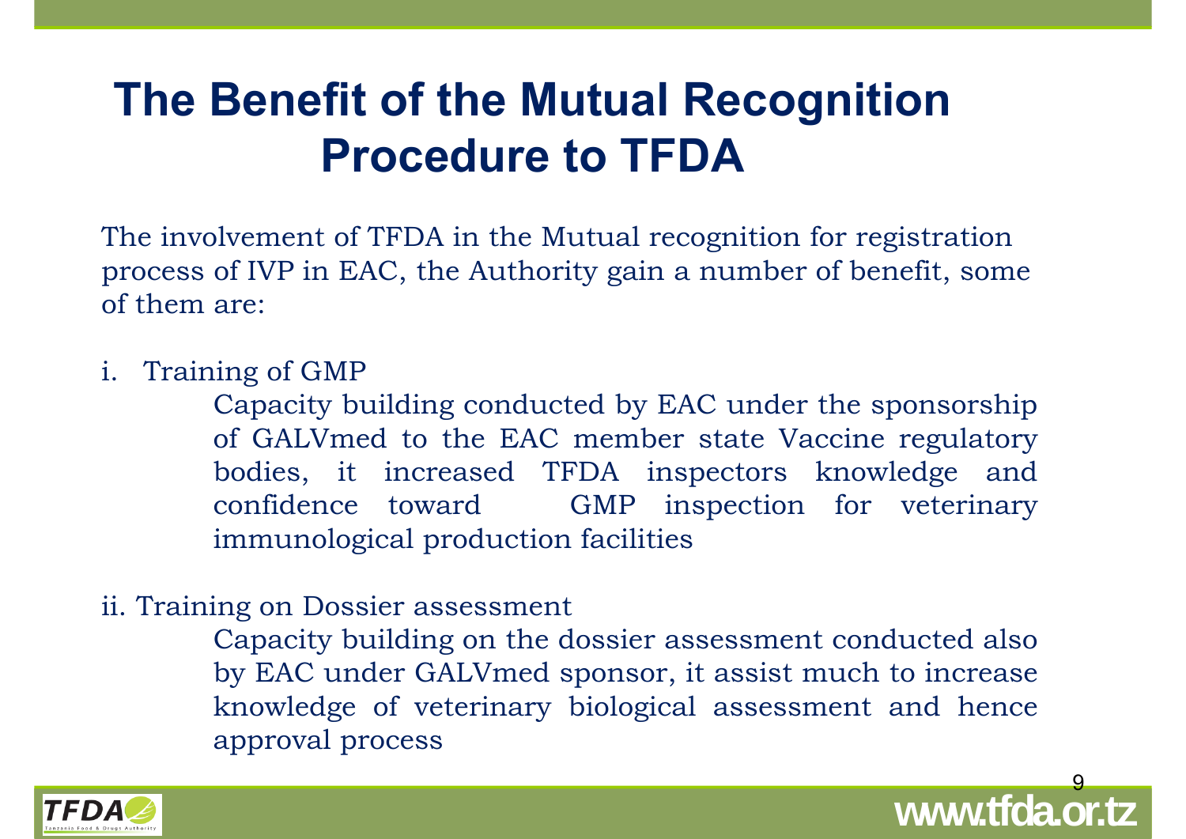# The Benefit of the Mutual Recognition Procedure to TFDA

The involvement of TFDA in the Mutual recognition for registration process of IVP in EAC, the Authority gain a number of benefit, some of them are:

i. Training of GMP

   Capacity building conducted by EAC under the sponsorship of GALVmed to the EAC member state Vaccine regulatory bodies, it increased TFDA inspectors knowledge and confidence toward GMP inspection for veterinary immunological production facilities

ii. Training on Dossier assessment

   Capacity building on the dossier assessment conducted also by EAC under GALVmed sponsor, it assist much to increase knowledge of veterinary biological assessment and hence approval process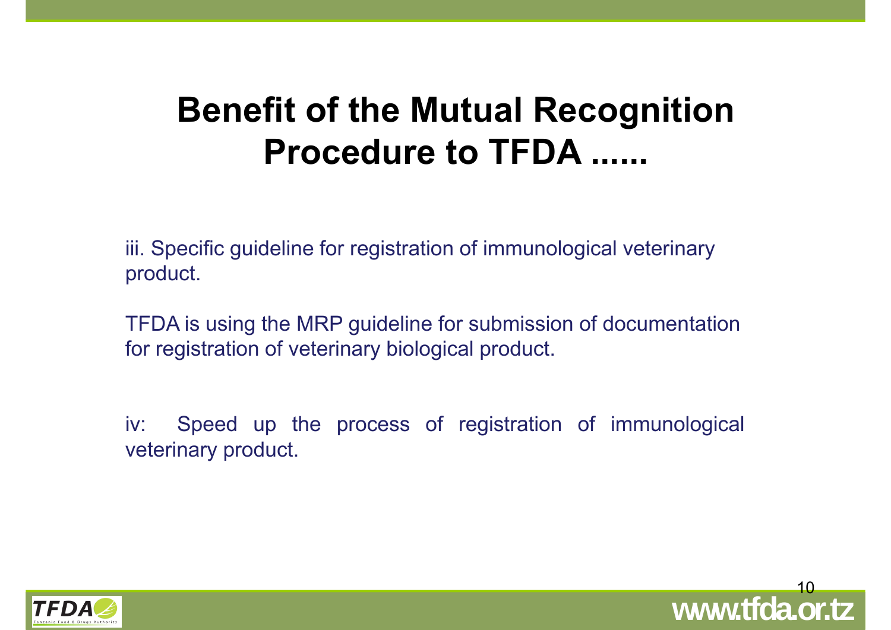# Benefit of the Mutual Recognition Procedure to TFDA ......

iii. Specific guideline for registration of immunological veterinary product.

TFDA is using the MRP guideline for submission of documentation for registration of veterinary biological product.

iv: Speed up the process of registration of immunological veterinary product.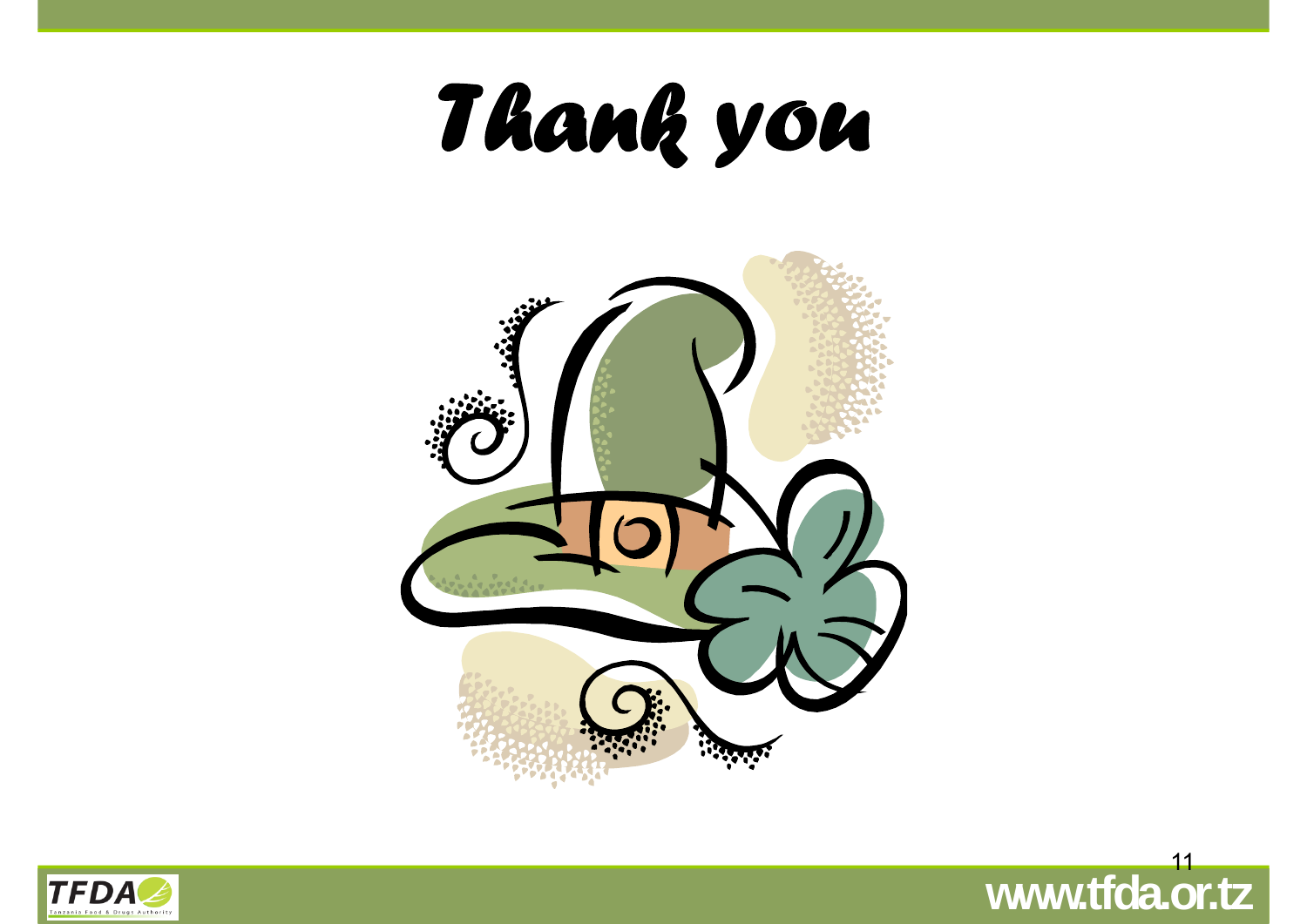# Thank you